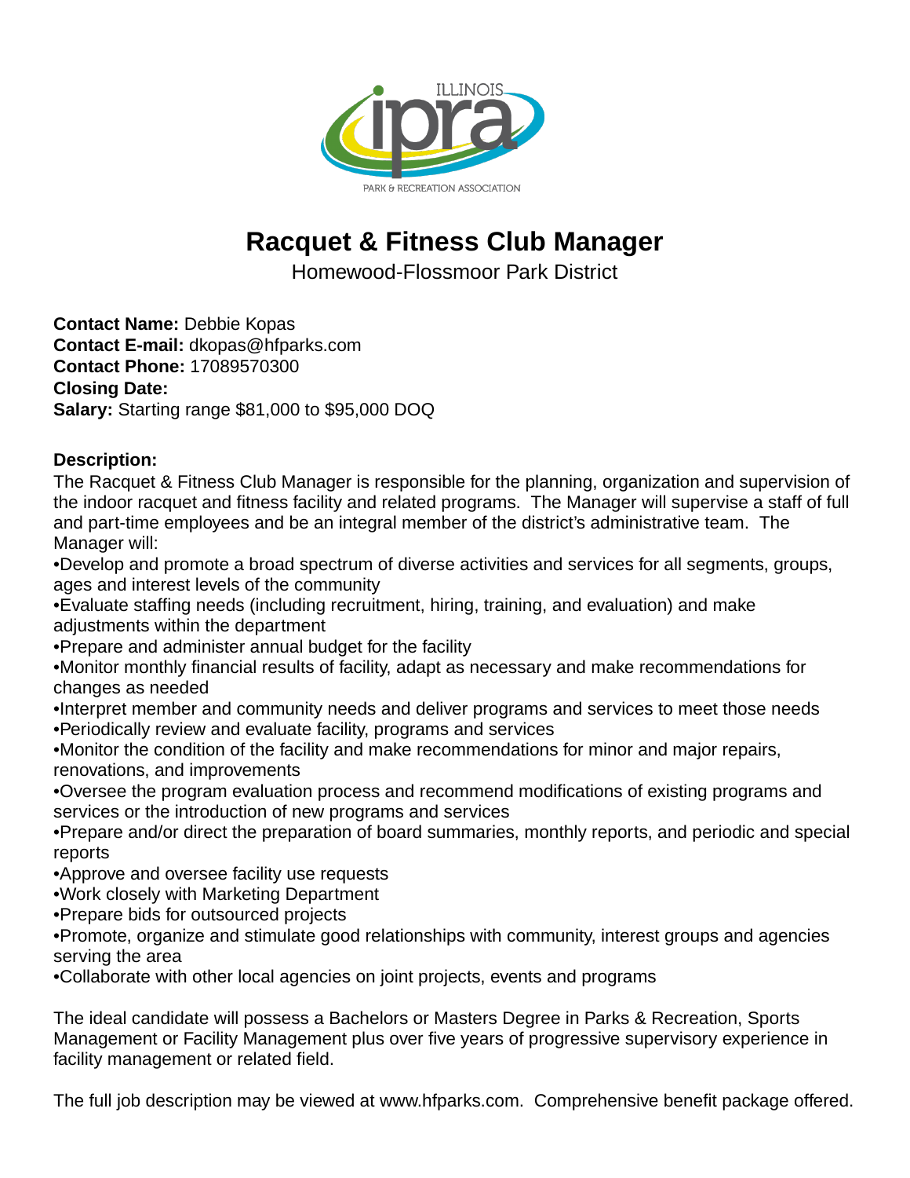# Racquet & Fitness Club Manager

Homewood-Flossmoor Park District

**Contact Name:** Debbie Kopas
**Contact E-mail:** dkopas@hfparks.com
**Contact Phone:** 17089570300
**Closing Date:**
**Salary:** Starting range $81,000 to $95,000 DOQ

**Description:**

The Racquet & Fitness Club Manager is responsible for the planning, organization and supervision of the indoor racquet and fitness facility and related programs. The Manager will supervise a staff of full and part-time employees and be an integral member of the district's administrative team. The Manager will:

- Develop and promote a broad spectrum of diverse activities and services for all segments, groups, ages and interest levels of the community
- Evaluate staffing needs (including recruitment, hiring, training, and evaluation) and make adjustments within the department
- Prepare and administer annual budget for the facility
- Monitor monthly financial results of facility, adapt as necessary and make recommendations for changes as needed
- Interpret member and community needs and deliver programs and services to meet those needs
- Periodically review and evaluate facility, programs and services
- Monitor the condition of the facility and make recommendations for minor and major repairs, renovations, and improvements
- Oversee the program evaluation process and recommend modifications of existing programs and services or the introduction of new programs and services
- Prepare and/or direct the preparation of board summaries, monthly reports, and periodic and special reports
- Approve and oversee facility use requests
- Work closely with Marketing Department
- Prepare bids for outsourced projects
- Promote, organize and stimulate good relationships with community, interest groups and agencies serving the area
- Collaborate with other local agencies on joint projects, events and programs

The ideal candidate will possess a Bachelors or Masters Degree in Parks & Recreation, Sports Management or Facility Management plus over five years of progressive supervisory experience in facility management or related field.

The full job description may be viewed at www.hfparks.com. Comprehensive benefit package offered.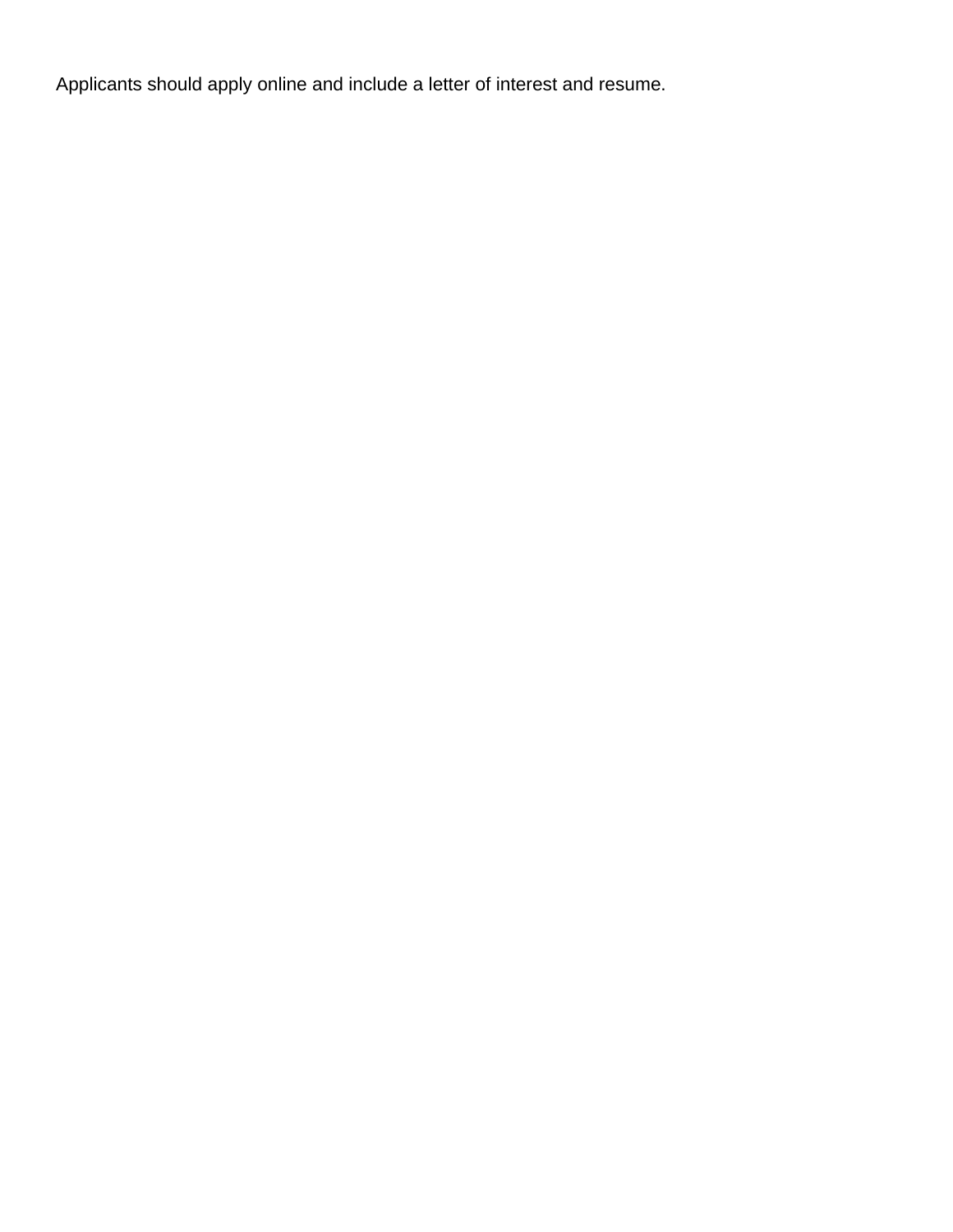Applicants should apply online and include a letter of interest and resume.